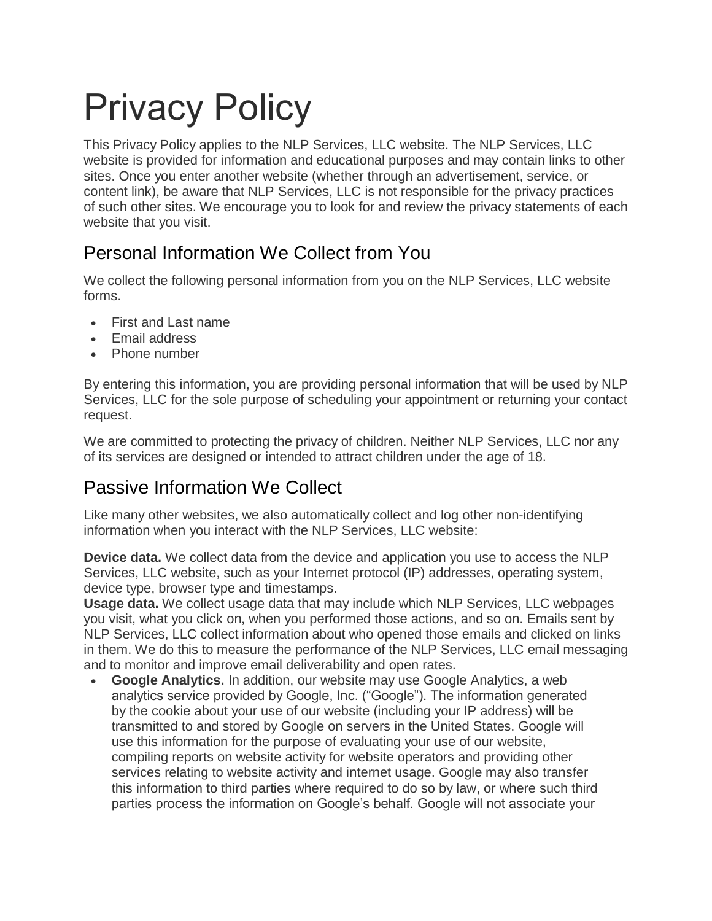# Privacy Policy

This Privacy Policy applies to the NLP Services, LLC website. The NLP Services, LLC website is provided for information and educational purposes and may contain links to other sites. Once you enter another website (whether through an advertisement, service, or content link), be aware that NLP Services, LLC is not responsible for the privacy practices of such other sites. We encourage you to look for and review the privacy statements of each website that you visit.

## Personal Information We Collect from You

We collect the following personal information from you on the NLP Services, LLC website forms.

- First and Last name
- Email address
- Phone number

By entering this information, you are providing personal information that will be used by NLP Services, LLC for the sole purpose of scheduling your appointment or returning your contact request.

We are committed to protecting the privacy of children. Neither NLP Services, LLC nor any of its services are designed or intended to attract children under the age of 18.

## Passive Information We Collect

Like many other websites, we also automatically collect and log other non-identifying information when you interact with the NLP Services, LLC website:

**Device data.** We collect data from the device and application you use to access the NLP Services, LLC website, such as your Internet protocol (IP) addresses, operating system, device type, browser type and timestamps.

**Usage data.** We collect usage data that may include which NLP Services, LLC webpages you visit, what you click on, when you performed those actions, and so on. Emails sent by NLP Services, LLC collect information about who opened those emails and clicked on links in them. We do this to measure the performance of the NLP Services, LLC email messaging and to monitor and improve email deliverability and open rates.

- **Google Analytics.** In addition, our website may use Google Analytics, a web analytics service provided by Google, Inc. ("Google"). The information generated by the cookie about your use of our website (including your IP address) will be transmitted to and stored by Google on servers in the United States. Google will use this information for the purpose of evaluating your use of our website, compiling reports on website activity for website operators and providing other services relating to website activity and internet usage. Google may also transfer this information to third parties where required to do so by law, or where such third parties process the information on Google's behalf. Google will not associate your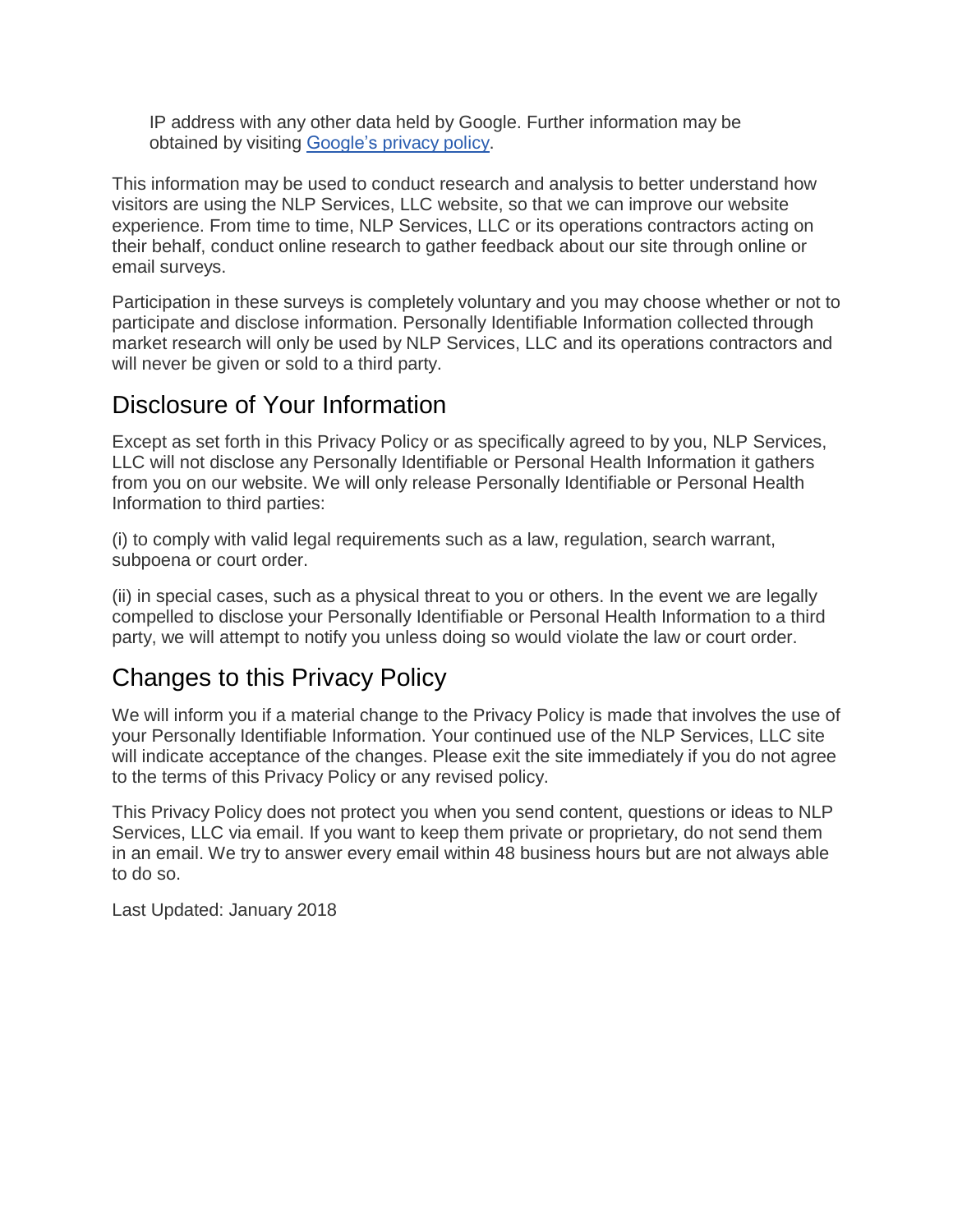IP address with any other data held by Google. Further information may be obtained by visiting [Google's privacy policy](https://policies.google.com/privacy).

This information may be used to conduct research and analysis to better understand how visitors are using the NLP Services, LLC website, so that we can improve our website experience. From time to time, NLP Services, LLC or its operations contractors acting on their behalf, conduct online research to gather feedback about our site through online or email surveys.

Participation in these surveys is completely voluntary and you may choose whether or not to participate and disclose information. Personally Identifiable Information collected through market research will only be used by NLP Services, LLC and its operations contractors and will never be given or sold to a third party.

## Disclosure of Your Information

Except as set forth in this Privacy Policy or as specifically agreed to by you, NLP Services, LLC will not disclose any Personally Identifiable or Personal Health Information it gathers from you on our website. We will only release Personally Identifiable or Personal Health Information to third parties:

(i) to comply with valid legal requirements such as a law, regulation, search warrant, subpoena or court order.

(ii) in special cases, such as a physical threat to you or others. In the event we are legally compelled to disclose your Personally Identifiable or Personal Health Information to a third party, we will attempt to notify you unless doing so would violate the law or court order.

## Changes to this Privacy Policy

We will inform you if a material change to the Privacy Policy is made that involves the use of your Personally Identifiable Information. Your continued use of the NLP Services, LLC site will indicate acceptance of the changes. Please exit the site immediately if you do not agree to the terms of this Privacy Policy or any revised policy.

This Privacy Policy does not protect you when you send content, questions or ideas to NLP Services, LLC via email. If you want to keep them private or proprietary, do not send them in an email. We try to answer every email within 48 business hours but are not always able to do so.

Last Updated: January 2018